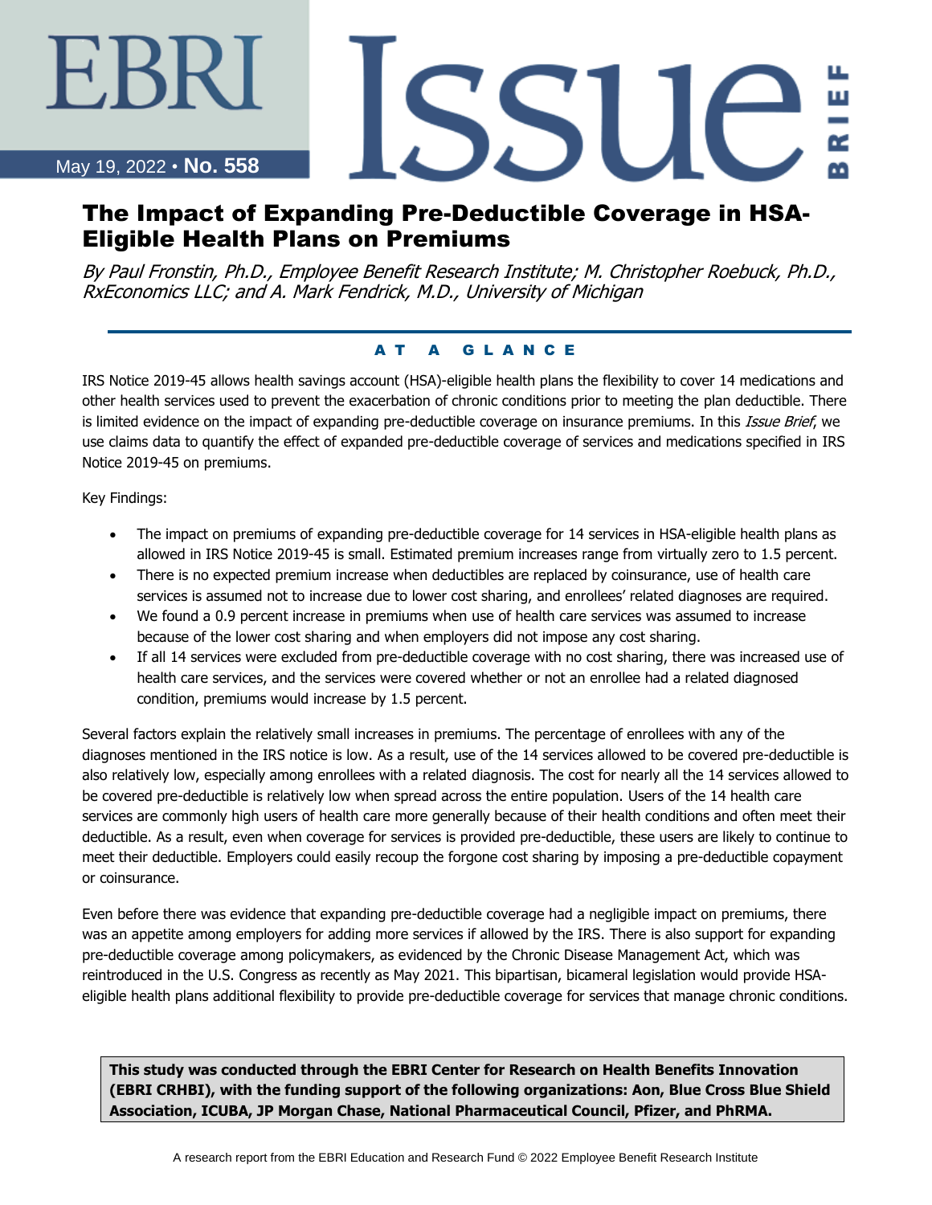EBRI Issue Brief

May 19, 2022 • **No. 558**

# The Impact of Expanding Pre-Deductible Coverage in HSA-Eligible Health Plans on Premiums

*By Paul Fronstin, Ph.D., Employee Benefit Research Institute; M. Christopher Roebuck, Ph.D., RxEconomics LLC; and A. Mark Fendrick, M.D., University of Michigan*

## AT A GLANCE

IRS Notice 2019-45 allows health savings account (HSA)-eligible health plans the flexibility to cover 14 medications and other health services used to prevent the exacerbation of chronic conditions prior to meeting the plan deductible. There is limited evidence on the impact of expanding pre-deductible coverage on insurance premiums. In this *Issue Brief*, we use claims data to quantify the effect of expanded pre-deductible coverage of services and medications specified in IRS Notice 2019-45 on premiums.

Key Findings:

- The impact on premiums of expanding pre-deductible coverage for 14 services in HSA-eligible health plans as allowed in IRS Notice 2019-45 is small. Estimated premium increases range from virtually zero to 1.5 percent.
- There is no expected premium increase when deductibles are replaced by coinsurance, use of health care services is assumed not to increase due to lower cost sharing, and enrollees' related diagnoses are required.
- We found a 0.9 percent increase in premiums when use of health care services was assumed to increase because of the lower cost sharing and when employers did not impose any cost sharing.
- If all 14 services were excluded from pre-deductible coverage with no cost sharing, there was increased use of health care services, and the services were covered whether or not an enrollee had a related diagnosed condition, premiums would increase by 1.5 percent.

Several factors explain the relatively small increases in premiums. The percentage of enrollees with any of the diagnoses mentioned in the IRS notice is low. As a result, use of the 14 services allowed to be covered pre-deductible is also relatively low, especially among enrollees with a related diagnosis. The cost for nearly all the 14 services allowed to be covered pre-deductible is relatively low when spread across the entire population. Users of the 14 health care services are commonly high users of health care more generally because of their health conditions and often meet their deductible. As a result, even when coverage for services is provided pre-deductible, these users are likely to continue to meet their deductible. Employers could easily recoup the forgone cost sharing by imposing a pre-deductible copayment or coinsurance.

Even before there was evidence that expanding pre-deductible coverage had a negligible impact on premiums, there was an appetite among employers for adding more services if allowed by the IRS. There is also support for expanding pre-deductible coverage among policymakers, as evidenced by the Chronic Disease Management Act, which was reintroduced in the U.S. Congress as recently as May 2021. This bipartisan, bicameral legislation would provide HSA-eligible health plans additional flexibility to provide pre-deductible coverage for services that manage chronic conditions.

**This study was conducted through the EBRI Center for Research on Health Benefits Innovation (EBRI CRHBI), with the funding support of the following organizations: Aon, Blue Cross Blue Shield Association, ICUBA, JP Morgan Chase, National Pharmaceutical Council, Pfizer, and PhRMA.**

A research report from the EBRI Education and Research Fund © 2022 Employee Benefit Research Institute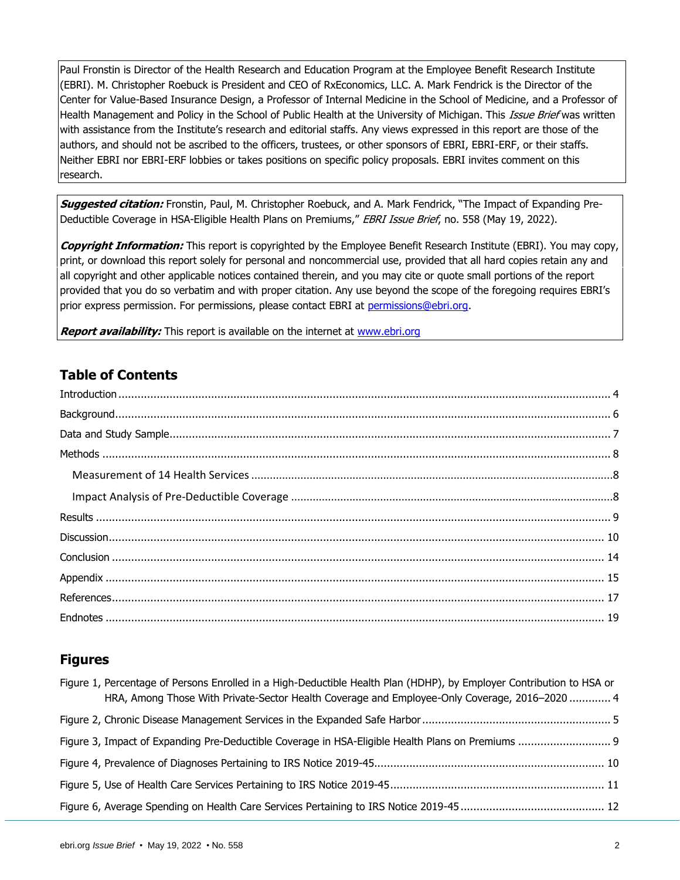Paul Fronstin is Director of the Health Research and Education Program at the Employee Benefit Research Institute (EBRI). M. Christopher Roebuck is President and CEO of RxEconomics, LLC. A. Mark Fendrick is the Director of the Center for Value-Based Insurance Design, a Professor of Internal Medicine in the School of Medicine, and a Professor of Health Management and Policy in the School of Public Health at the University of Michigan. This *Issue Brief* was written with assistance from the Institute's research and editorial staffs. Any views expressed in this report are those of the authors, and should not be ascribed to the officers, trustees, or other sponsors of EBRI, EBRI-ERF, or their staffs. Neither EBRI nor EBRI-ERF lobbies or takes positions on specific policy proposals. EBRI invites comment on this research.

***Suggested citation:*** Fronstin, Paul, M. Christopher Roebuck, and A. Mark Fendrick, "The Impact of Expanding Pre-Deductible Coverage in HSA-Eligible Health Plans on Premiums," *EBRI Issue Brief*, no. 558 (May 19, 2022).

***Copyright Information:*** This report is copyrighted by the Employee Benefit Research Institute (EBRI). You may copy, print, or download this report solely for personal and noncommercial use, provided that all hard copies retain any and all copyright and other applicable notices contained therein, and you may cite or quote small portions of the report provided that you do so verbatim and with proper citation. Any use beyond the scope of the foregoing requires EBRI's prior express permission. For permissions, please contact EBRI at permissions@ebri.org.

***Report availability:*** This report is available on the internet at www.ebri.org

## Table of Contents

Introduction ........ 4

Background ........ 6

Data and Study Sample ........ 7

Methods ........ 8

- Measurement of 14 Health Services ........ 8
- Impact Analysis of Pre-Deductible Coverage ........ 8

Results ........ 9

Discussion ........ 10

Conclusion ........ 14

Appendix ........ 15

References ........ 17

Endnotes ........ 19

## Figures

Figure 1, Percentage of Persons Enrolled in a High-Deductible Health Plan (HDHP), by Employer Contribution to HSA or HRA, Among Those With Private-Sector Health Coverage and Employee-Only Coverage, 2016–2020 ........ 4

Figure 2, Chronic Disease Management Services in the Expanded Safe Harbor ........ 5

Figure 3, Impact of Expanding Pre-Deductible Coverage in HSA-Eligible Health Plans on Premiums ........ 9

Figure 4, Prevalence of Diagnoses Pertaining to IRS Notice 2019-45 ........ 10

Figure 5, Use of Health Care Services Pertaining to IRS Notice 2019-45 ........ 11

Figure 6, Average Spending on Health Care Services Pertaining to IRS Notice 2019-45 ........ 12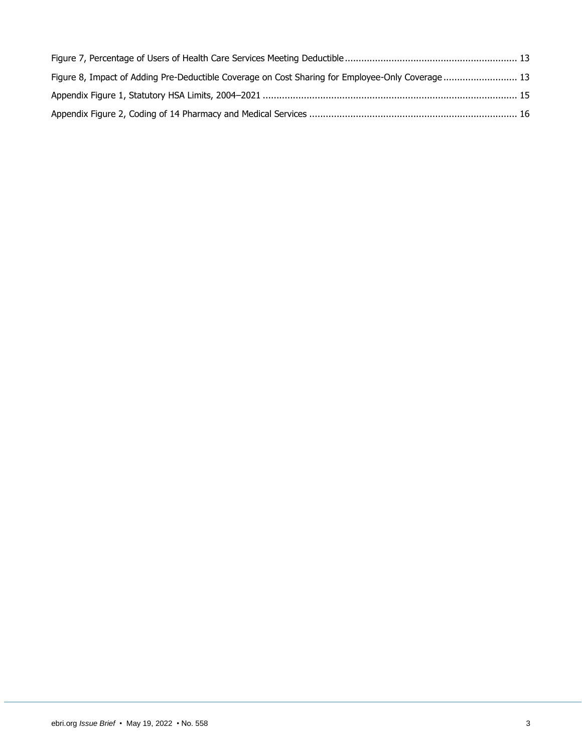Figure 7, Percentage of Users of Health Care Services Meeting Deductible ............................................................. 13

Figure 8, Impact of Adding Pre-Deductible Coverage on Cost Sharing for Employee-Only Coverage .......................... 13

Appendix Figure 1, Statutory HSA Limits, 2004–2021 ........................................................................................... 15

Appendix Figure 2, Coding of 14 Pharmacy and Medical Services .......................................................................... 16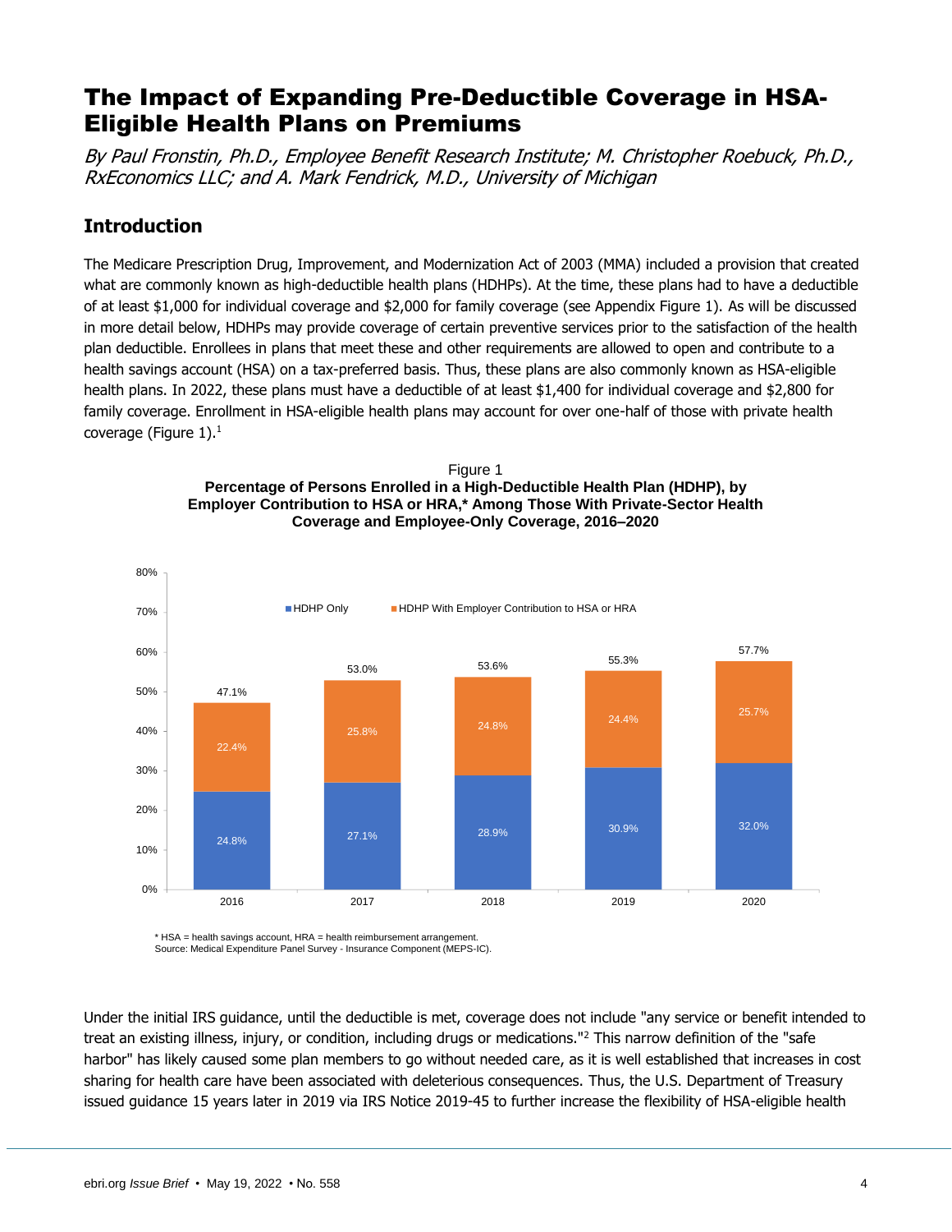# The Impact of Expanding Pre-Deductible Coverage in HSA-Eligible Health Plans on Premiums

*By Paul Fronstin, Ph.D., Employee Benefit Research Institute; M. Christopher Roebuck, Ph.D., RxEconomics LLC; and A. Mark Fendrick, M.D., University of Michigan*

## Introduction

The Medicare Prescription Drug, Improvement, and Modernization Act of 2003 (MMA) included a provision that created what are commonly known as high-deductible health plans (HDHPs). At the time, these plans had to have a deductible of at least $1,000 for individual coverage and $2,000 for family coverage (see Appendix Figure 1). As will be discussed in more detail below, HDHPs may provide coverage of certain preventive services prior to the satisfaction of the health plan deductible. Enrollees in plans that meet these and other requirements are allowed to open and contribute to a health savings account (HSA) on a tax-preferred basis. Thus, these plans are also commonly known as HSA-eligible health plans. In 2022, these plans must have a deductible of at least $1,400 for individual coverage and $2,800 for family coverage. Enrollment in HSA-eligible health plans may account for over one-half of those with private health coverage (Figure 1).[1]

Figure 1
**Percentage of Persons Enrolled in a High-Deductible Health Plan (HDHP), by Employer Contribution to HSA or HRA,* Among Those With Private-Sector Health Coverage and Employee-Only Coverage, 2016–2020**

| Year | HDHP Only | HDHP With Employer Contribution to HSA or HRA | Total |
|---|---|---|---|
| 2016 | 24.8% | 22.4% | 47.1% |
| 2017 | 27.1% | 25.8% | 53.0% |
| 2018 | 28.9% | 24.8% | 53.6% |
| 2019 | 30.9% | 24.4% | 55.3% |
| 2020 | 32.0% | 25.7% | 57.7% |

\* HSA = health savings account, HRA = health reimbursement arrangement.
Source: Medical Expenditure Panel Survey - Insurance Component (MEPS-IC).

Under the initial IRS guidance, until the deductible is met, coverage does not include "any service or benefit intended to treat an existing illness, injury, or condition, including drugs or medications."[2] This narrow definition of the "safe harbor" has likely caused some plan members to go without needed care, as it is well established that increases in cost sharing for health care have been associated with deleterious consequences. Thus, the U.S. Department of Treasury issued guidance 15 years later in 2019 via IRS Notice 2019-45 to further increase the flexibility of HSA-eligible health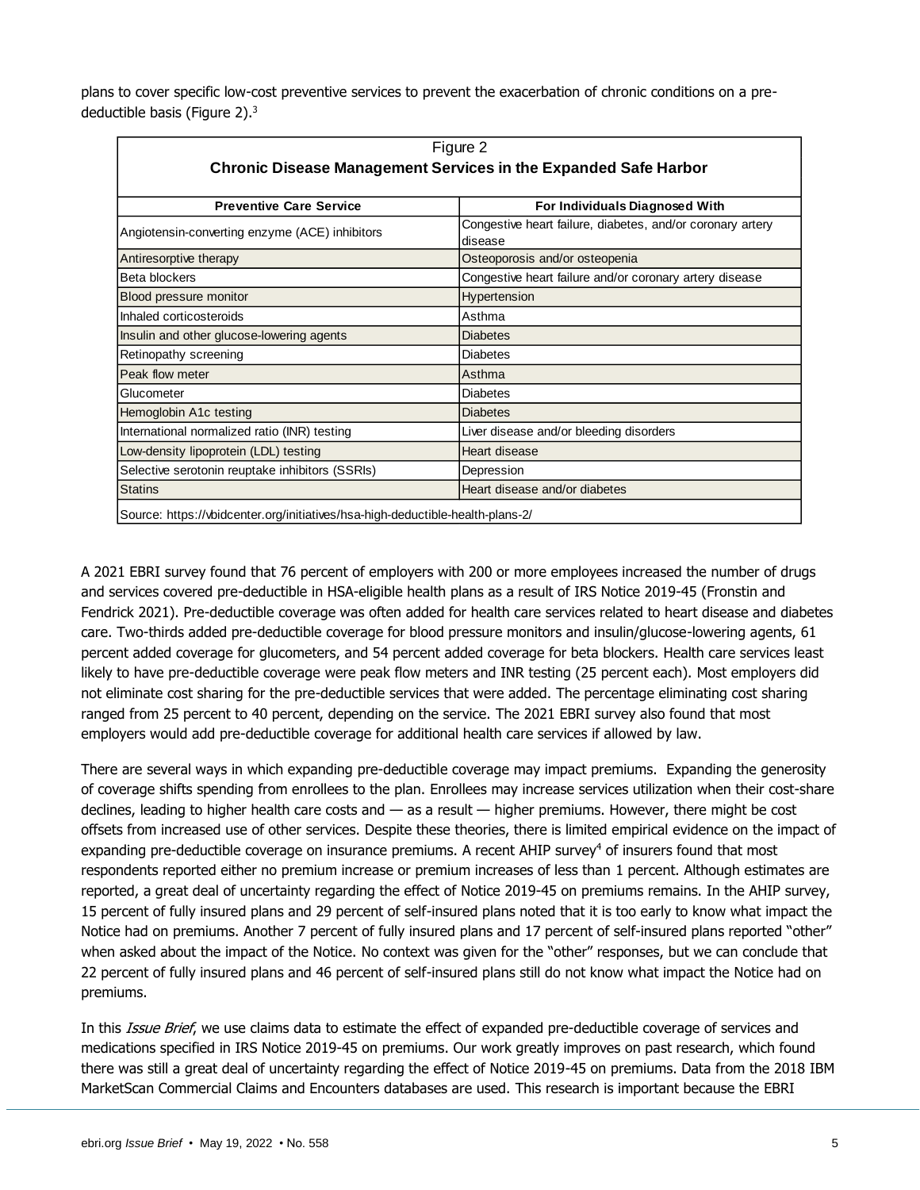plans to cover specific low-cost preventive services to prevent the exacerbation of chronic conditions on a pre-deductible basis (Figure 2).[3]

Figure 2
**Chronic Disease Management Services in the Expanded Safe Harbor**

| Preventive Care Service | For Individuals Diagnosed With |
|---|---|
| Angiotensin-converting enzyme (ACE) inhibitors | Congestive heart failure, diabetes, and/or coronary artery disease |
| Antiresorptive therapy | Osteoporosis and/or osteopenia |
| Beta blockers | Congestive heart failure and/or coronary artery disease |
| Blood pressure monitor | Hypertension |
| Inhaled corticosteroids | Asthma |
| Insulin and other glucose-lowering agents | Diabetes |
| Retinopathy screening | Diabetes |
| Peak flow meter | Asthma |
| Glucometer | Diabetes |
| Hemoglobin A1c testing | Diabetes |
| International normalized ratio (INR) testing | Liver disease and/or bleeding disorders |
| Low-density lipoprotein (LDL) testing | Heart disease |
| Selective serotonin reuptake inhibitors (SSRIs) | Depression |
| Statins | Heart disease and/or diabetes |

Source: https://vbidcenter.org/initiatives/hsa-high-deductible-health-plans-2/

A 2021 EBRI survey found that 76 percent of employers with 200 or more employees increased the number of drugs and services covered pre-deductible in HSA-eligible health plans as a result of IRS Notice 2019-45 (Fronstin and Fendrick 2021). Pre-deductible coverage was often added for health care services related to heart disease and diabetes care. Two-thirds added pre-deductible coverage for blood pressure monitors and insulin/glucose-lowering agents, 61 percent added coverage for glucometers, and 54 percent added coverage for beta blockers. Health care services least likely to have pre-deductible coverage were peak flow meters and INR testing (25 percent each). Most employers did not eliminate cost sharing for the pre-deductible services that were added. The percentage eliminating cost sharing ranged from 25 percent to 40 percent, depending on the service. The 2021 EBRI survey also found that most employers would add pre-deductible coverage for additional health care services if allowed by law.

There are several ways in which expanding pre-deductible coverage may impact premiums. Expanding the generosity of coverage shifts spending from enrollees to the plan. Enrollees may increase services utilization when their cost-share declines, leading to higher health care costs and — as a result — higher premiums. However, there might be cost offsets from increased use of other services. Despite these theories, there is limited empirical evidence on the impact of expanding pre-deductible coverage on insurance premiums. A recent AHIP survey[4] of insurers found that most respondents reported either no premium increase or premium increases of less than 1 percent. Although estimates are reported, a great deal of uncertainty regarding the effect of Notice 2019-45 on premiums remains. In the AHIP survey, 15 percent of fully insured plans and 29 percent of self-insured plans noted that it is too early to know what impact the Notice had on premiums. Another 7 percent of fully insured plans and 17 percent of self-insured plans reported "other" when asked about the impact of the Notice. No context was given for the "other" responses, but we can conclude that 22 percent of fully insured plans and 46 percent of self-insured plans still do not know what impact the Notice had on premiums.

In this *Issue Brief*, we use claims data to estimate the effect of expanded pre-deductible coverage of services and medications specified in IRS Notice 2019-45 on premiums. Our work greatly improves on past research, which found there was still a great deal of uncertainty regarding the effect of Notice 2019-45 on premiums. Data from the 2018 IBM MarketScan Commercial Claims and Encounters databases are used. This research is important because the EBRI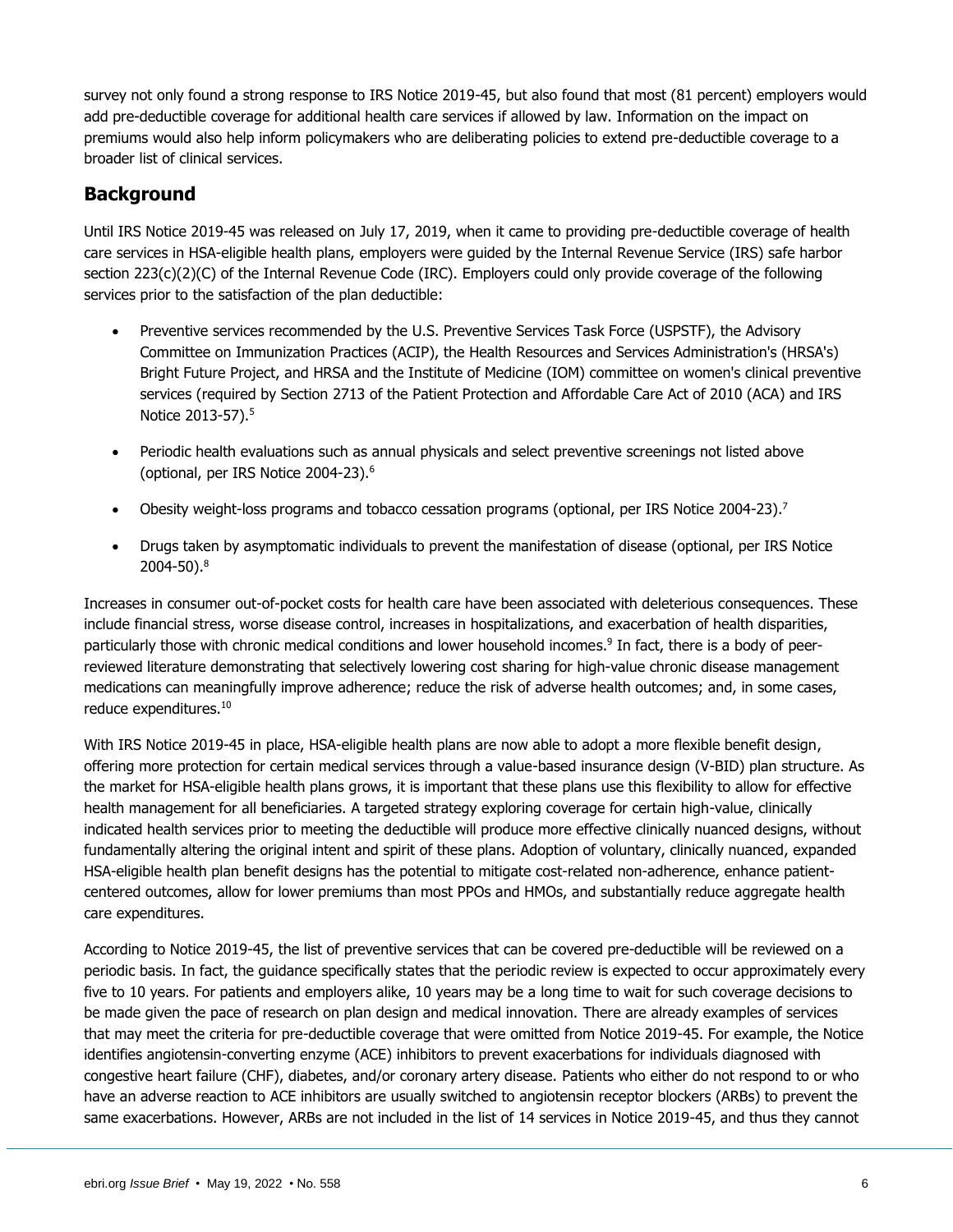survey not only found a strong response to IRS Notice 2019-45, but also found that most (81 percent) employers would add pre-deductible coverage for additional health care services if allowed by law. Information on the impact on premiums would also help inform policymakers who are deliberating policies to extend pre-deductible coverage to a broader list of clinical services.

## Background

Until IRS Notice 2019-45 was released on July 17, 2019, when it came to providing pre-deductible coverage of health care services in HSA-eligible health plans, employers were guided by the Internal Revenue Service (IRS) safe harbor section 223(c)(2)(C) of the Internal Revenue Code (IRC). Employers could only provide coverage of the following services prior to the satisfaction of the plan deductible:

- Preventive services recommended by the U.S. Preventive Services Task Force (USPSTF), the Advisory Committee on Immunization Practices (ACIP), the Health Resources and Services Administration's (HRSA's) Bright Future Project, and HRSA and the Institute of Medicine (IOM) committee on women's clinical preventive services (required by Section 2713 of the Patient Protection and Affordable Care Act of 2010 (ACA) and IRS Notice 2013-57).[5]

- Periodic health evaluations such as annual physicals and select preventive screenings not listed above (optional, per IRS Notice 2004-23).[6]

- Obesity weight-loss programs and tobacco cessation programs (optional, per IRS Notice 2004-23).[7]

- Drugs taken by asymptomatic individuals to prevent the manifestation of disease (optional, per IRS Notice 2004-50).[8]

Increases in consumer out-of-pocket costs for health care have been associated with deleterious consequences. These include financial stress, worse disease control, increases in hospitalizations, and exacerbation of health disparities, particularly those with chronic medical conditions and lower household incomes.[9] In fact, there is a body of peer-reviewed literature demonstrating that selectively lowering cost sharing for high-value chronic disease management medications can meaningfully improve adherence; reduce the risk of adverse health outcomes; and, in some cases, reduce expenditures.[10]

With IRS Notice 2019-45 in place, HSA-eligible health plans are now able to adopt a more flexible benefit design, offering more protection for certain medical services through a value-based insurance design (V-BID) plan structure. As the market for HSA-eligible health plans grows, it is important that these plans use this flexibility to allow for effective health management for all beneficiaries. A targeted strategy exploring coverage for certain high-value, clinically indicated health services prior to meeting the deductible will produce more effective clinically nuanced designs, without fundamentally altering the original intent and spirit of these plans. Adoption of voluntary, clinically nuanced, expanded HSA-eligible health plan benefit designs has the potential to mitigate cost-related non-adherence, enhance patient-centered outcomes, allow for lower premiums than most PPOs and HMOs, and substantially reduce aggregate health care expenditures.

According to Notice 2019-45, the list of preventive services that can be covered pre-deductible will be reviewed on a periodic basis. In fact, the guidance specifically states that the periodic review is expected to occur approximately every five to 10 years. For patients and employers alike, 10 years may be a long time to wait for such coverage decisions to be made given the pace of research on plan design and medical innovation. There are already examples of services that may meet the criteria for pre-deductible coverage that were omitted from Notice 2019-45. For example, the Notice identifies angiotensin-converting enzyme (ACE) inhibitors to prevent exacerbations for individuals diagnosed with congestive heart failure (CHF), diabetes, and/or coronary artery disease. Patients who either do not respond to or who have an adverse reaction to ACE inhibitors are usually switched to angiotensin receptor blockers (ARBs) to prevent the same exacerbations. However, ARBs are not included in the list of 14 services in Notice 2019-45, and thus they cannot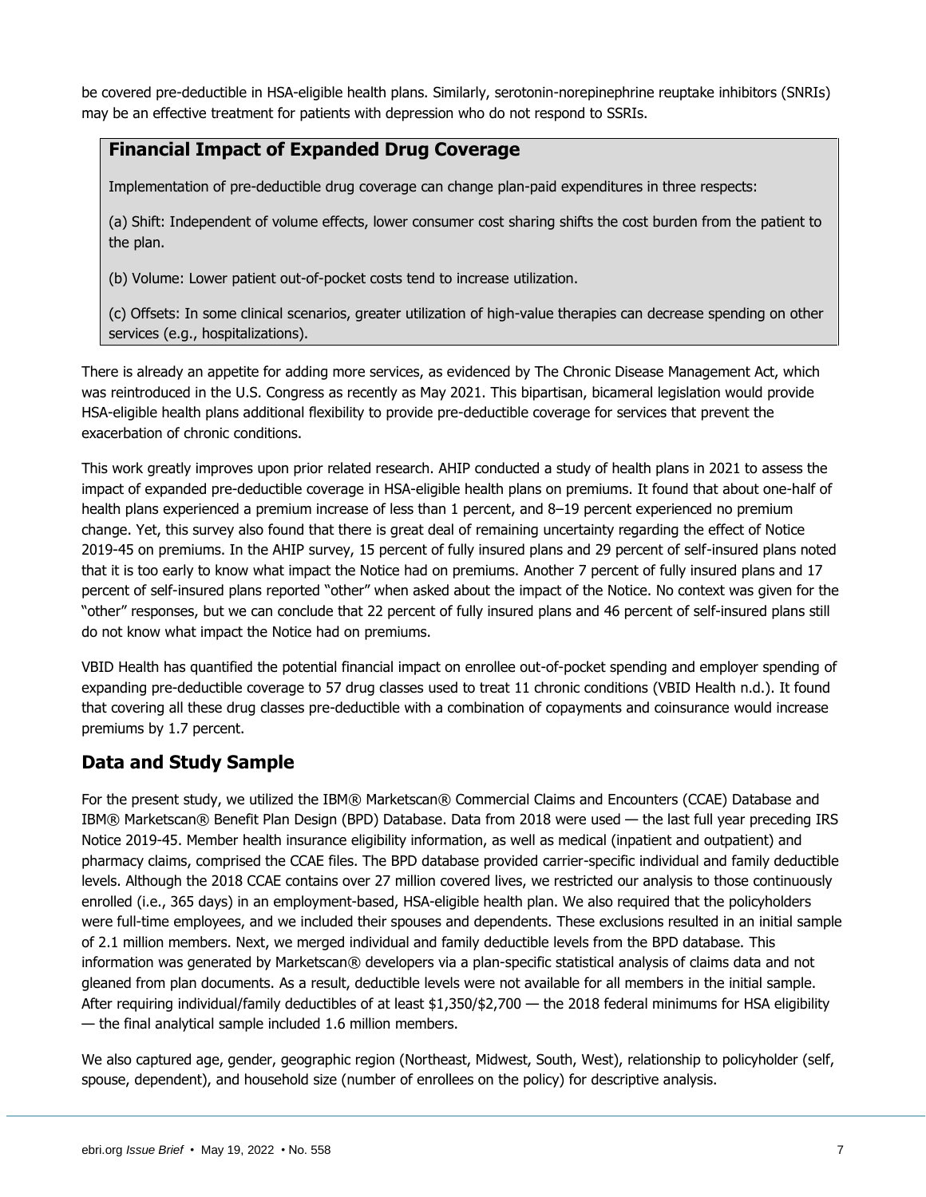be covered pre-deductible in HSA-eligible health plans. Similarly, serotonin-norepinephrine reuptake inhibitors (SNRIs) may be an effective treatment for patients with depression who do not respond to SSRIs.

### Financial Impact of Expanded Drug Coverage

Implementation of pre-deductible drug coverage can change plan-paid expenditures in three respects:

(a) Shift: Independent of volume effects, lower consumer cost sharing shifts the cost burden from the patient to the plan.

(b) Volume: Lower patient out-of-pocket costs tend to increase utilization.

(c) Offsets: In some clinical scenarios, greater utilization of high-value therapies can decrease spending on other services (e.g., hospitalizations).

There is already an appetite for adding more services, as evidenced by The Chronic Disease Management Act, which was reintroduced in the U.S. Congress as recently as May 2021. This bipartisan, bicameral legislation would provide HSA-eligible health plans additional flexibility to provide pre-deductible coverage for services that prevent the exacerbation of chronic conditions.

This work greatly improves upon prior related research. AHIP conducted a study of health plans in 2021 to assess the impact of expanded pre-deductible coverage in HSA-eligible health plans on premiums. It found that about one-half of health plans experienced a premium increase of less than 1 percent, and 8–19 percent experienced no premium change. Yet, this survey also found that there is great deal of remaining uncertainty regarding the effect of Notice 2019-45 on premiums. In the AHIP survey, 15 percent of fully insured plans and 29 percent of self-insured plans noted that it is too early to know what impact the Notice had on premiums. Another 7 percent of fully insured plans and 17 percent of self-insured plans reported "other" when asked about the impact of the Notice. No context was given for the "other" responses, but we can conclude that 22 percent of fully insured plans and 46 percent of self-insured plans still do not know what impact the Notice had on premiums.

VBID Health has quantified the potential financial impact on enrollee out-of-pocket spending and employer spending of expanding pre-deductible coverage to 57 drug classes used to treat 11 chronic conditions (VBID Health n.d.). It found that covering all these drug classes pre-deductible with a combination of copayments and coinsurance would increase premiums by 1.7 percent.

## Data and Study Sample

For the present study, we utilized the IBM® Marketscan® Commercial Claims and Encounters (CCAE) Database and IBM® Marketscan® Benefit Plan Design (BPD) Database. Data from 2018 were used — the last full year preceding IRS Notice 2019-45. Member health insurance eligibility information, as well as medical (inpatient and outpatient) and pharmacy claims, comprised the CCAE files. The BPD database provided carrier-specific individual and family deductible levels. Although the 2018 CCAE contains over 27 million covered lives, we restricted our analysis to those continuously enrolled (i.e., 365 days) in an employment-based, HSA-eligible health plan. We also required that the policyholders were full-time employees, and we included their spouses and dependents. These exclusions resulted in an initial sample of 2.1 million members. Next, we merged individual and family deductible levels from the BPD database. This information was generated by Marketscan® developers via a plan-specific statistical analysis of claims data and not gleaned from plan documents. As a result, deductible levels were not available for all members in the initial sample. After requiring individual/family deductibles of at least $1,350/$2,700 — the 2018 federal minimums for HSA eligibility — the final analytical sample included 1.6 million members.

We also captured age, gender, geographic region (Northeast, Midwest, South, West), relationship to policyholder (self, spouse, dependent), and household size (number of enrollees on the policy) for descriptive analysis.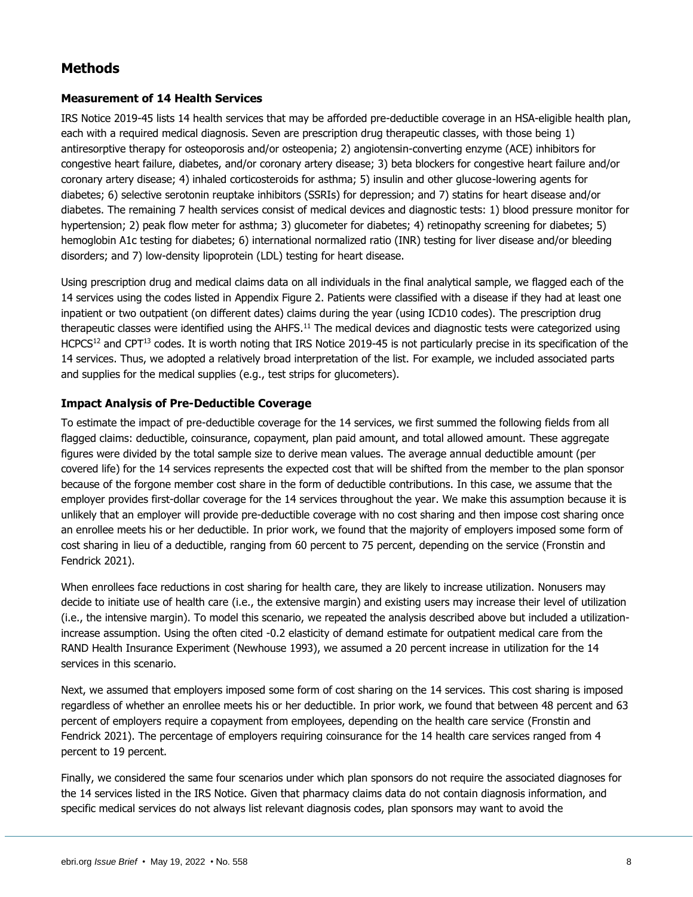## Methods

### Measurement of 14 Health Services

IRS Notice 2019-45 lists 14 health services that may be afforded pre-deductible coverage in an HSA-eligible health plan, each with a required medical diagnosis. Seven are prescription drug therapeutic classes, with those being 1) antiresorptive therapy for osteoporosis and/or osteopenia; 2) angiotensin-converting enzyme (ACE) inhibitors for congestive heart failure, diabetes, and/or coronary artery disease; 3) beta blockers for congestive heart failure and/or coronary artery disease; 4) inhaled corticosteroids for asthma; 5) insulin and other glucose-lowering agents for diabetes; 6) selective serotonin reuptake inhibitors (SSRIs) for depression; and 7) statins for heart disease and/or diabetes. The remaining 7 health services consist of medical devices and diagnostic tests: 1) blood pressure monitor for hypertension; 2) peak flow meter for asthma; 3) glucometer for diabetes; 4) retinopathy screening for diabetes; 5) hemoglobin A1c testing for diabetes; 6) international normalized ratio (INR) testing for liver disease and/or bleeding disorders; and 7) low-density lipoprotein (LDL) testing for heart disease.

Using prescription drug and medical claims data on all individuals in the final analytical sample, we flagged each of the 14 services using the codes listed in Appendix Figure 2. Patients were classified with a disease if they had at least one inpatient or two outpatient (on different dates) claims during the year (using ICD10 codes). The prescription drug therapeutic classes were identified using the AHFS.[11] The medical devices and diagnostic tests were categorized using HCPCS[12] and CPT[13] codes. It is worth noting that IRS Notice 2019-45 is not particularly precise in its specification of the 14 services. Thus, we adopted a relatively broad interpretation of the list. For example, we included associated parts and supplies for the medical supplies (e.g., test strips for glucometers).

### Impact Analysis of Pre-Deductible Coverage

To estimate the impact of pre-deductible coverage for the 14 services, we first summed the following fields from all flagged claims: deductible, coinsurance, copayment, plan paid amount, and total allowed amount. These aggregate figures were divided by the total sample size to derive mean values. The average annual deductible amount (per covered life) for the 14 services represents the expected cost that will be shifted from the member to the plan sponsor because of the forgone member cost share in the form of deductible contributions. In this case, we assume that the employer provides first-dollar coverage for the 14 services throughout the year. We make this assumption because it is unlikely that an employer will provide pre-deductible coverage with no cost sharing and then impose cost sharing once an enrollee meets his or her deductible. In prior work, we found that the majority of employers imposed some form of cost sharing in lieu of a deductible, ranging from 60 percent to 75 percent, depending on the service (Fronstin and Fendrick 2021).

When enrollees face reductions in cost sharing for health care, they are likely to increase utilization. Nonusers may decide to initiate use of health care (i.e., the extensive margin) and existing users may increase their level of utilization (i.e., the intensive margin). To model this scenario, we repeated the analysis described above but included a utilization-increase assumption. Using the often cited -0.2 elasticity of demand estimate for outpatient medical care from the RAND Health Insurance Experiment (Newhouse 1993), we assumed a 20 percent increase in utilization for the 14 services in this scenario.

Next, we assumed that employers imposed some form of cost sharing on the 14 services. This cost sharing is imposed regardless of whether an enrollee meets his or her deductible. In prior work, we found that between 48 percent and 63 percent of employers require a copayment from employees, depending on the health care service (Fronstin and Fendrick 2021). The percentage of employers requiring coinsurance for the 14 health care services ranged from 4 percent to 19 percent.

Finally, we considered the same four scenarios under which plan sponsors do not require the associated diagnoses for the 14 services listed in the IRS Notice. Given that pharmacy claims data do not contain diagnosis information, and specific medical services do not always list relevant diagnosis codes, plan sponsors may want to avoid the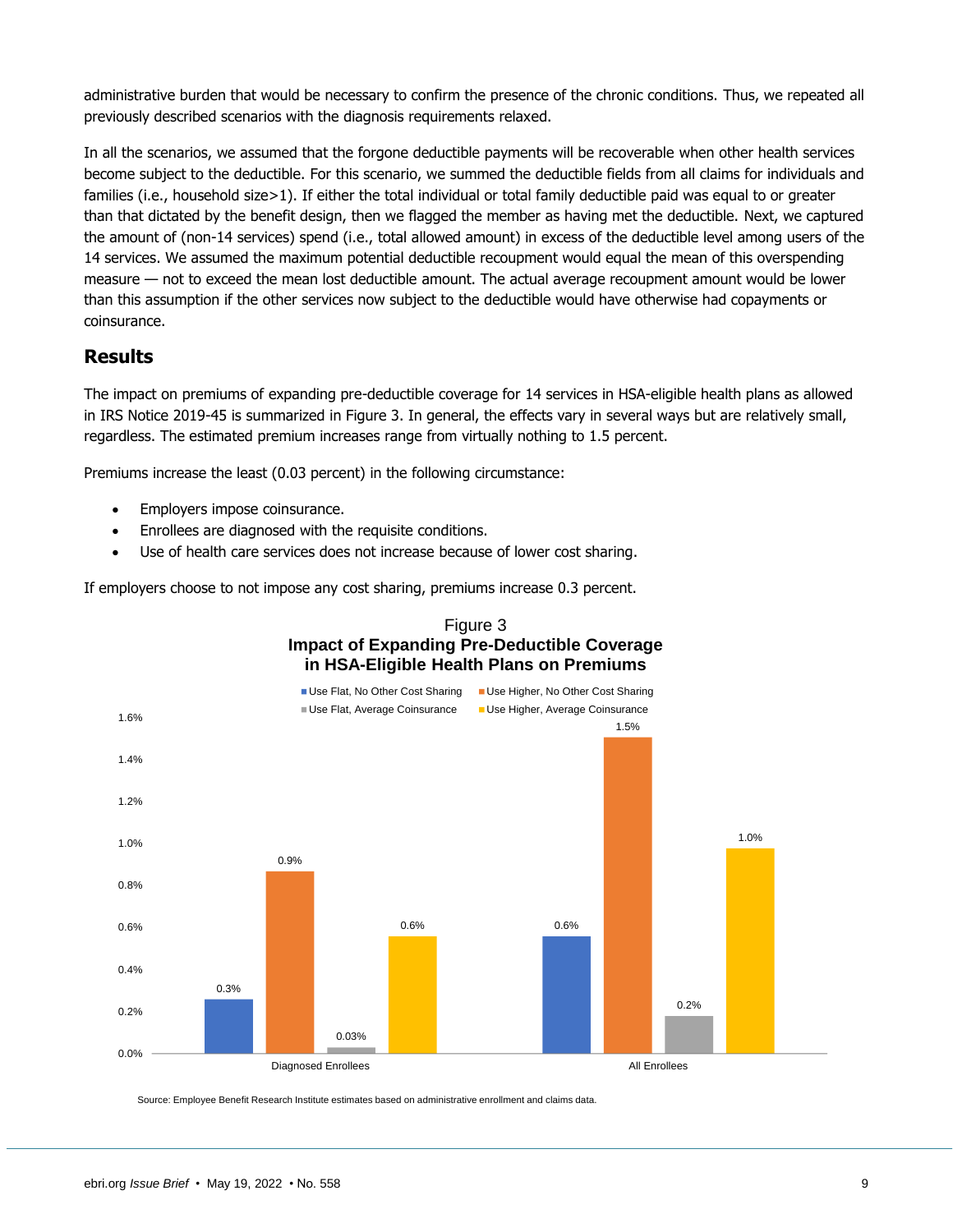administrative burden that would be necessary to confirm the presence of the chronic conditions. Thus, we repeated all previously described scenarios with the diagnosis requirements relaxed.

In all the scenarios, we assumed that the forgone deductible payments will be recoverable when other health services become subject to the deductible. For this scenario, we summed the deductible fields from all claims for individuals and families (i.e., household size>1). If either the total individual or total family deductible paid was equal to or greater than that dictated by the benefit design, then we flagged the member as having met the deductible. Next, we captured the amount of (non-14 services) spend (i.e., total allowed amount) in excess of the deductible level among users of the 14 services. We assumed the maximum potential deductible recoupment would equal the mean of this overspending measure — not to exceed the mean lost deductible amount. The actual average recoupment amount would be lower than this assumption if the other services now subject to the deductible would have otherwise had copayments or coinsurance.

## Results

The impact on premiums of expanding pre-deductible coverage for 14 services in HSA-eligible health plans as allowed in IRS Notice 2019-45 is summarized in Figure 3. In general, the effects vary in several ways but are relatively small, regardless. The estimated premium increases range from virtually nothing to 1.5 percent.

Premiums increase the least (0.03 percent) in the following circumstance:

- Employers impose coinsurance.
- Enrollees are diagnosed with the requisite conditions.
- Use of health care services does not increase because of lower cost sharing.

If employers choose to not impose any cost sharing, premiums increase 0.3 percent.

Figure 3
**Impact of Expanding Pre-Deductible Coverage in HSA-Eligible Health Plans on Premiums**

| | Use Flat, No Other Cost Sharing | Use Higher, No Other Cost Sharing | Use Flat, Average Coinsurance | Use Higher, Average Coinsurance |
|---|---|---|---|---|
| Diagnosed Enrollees | 0.3% | 0.9% | 0.03% | 0.6% |
| All Enrollees | 0.6% | 1.5% | 0.2% | 1.0% |

Source: Employee Benefit Research Institute estimates based on administrative enrollment and claims data.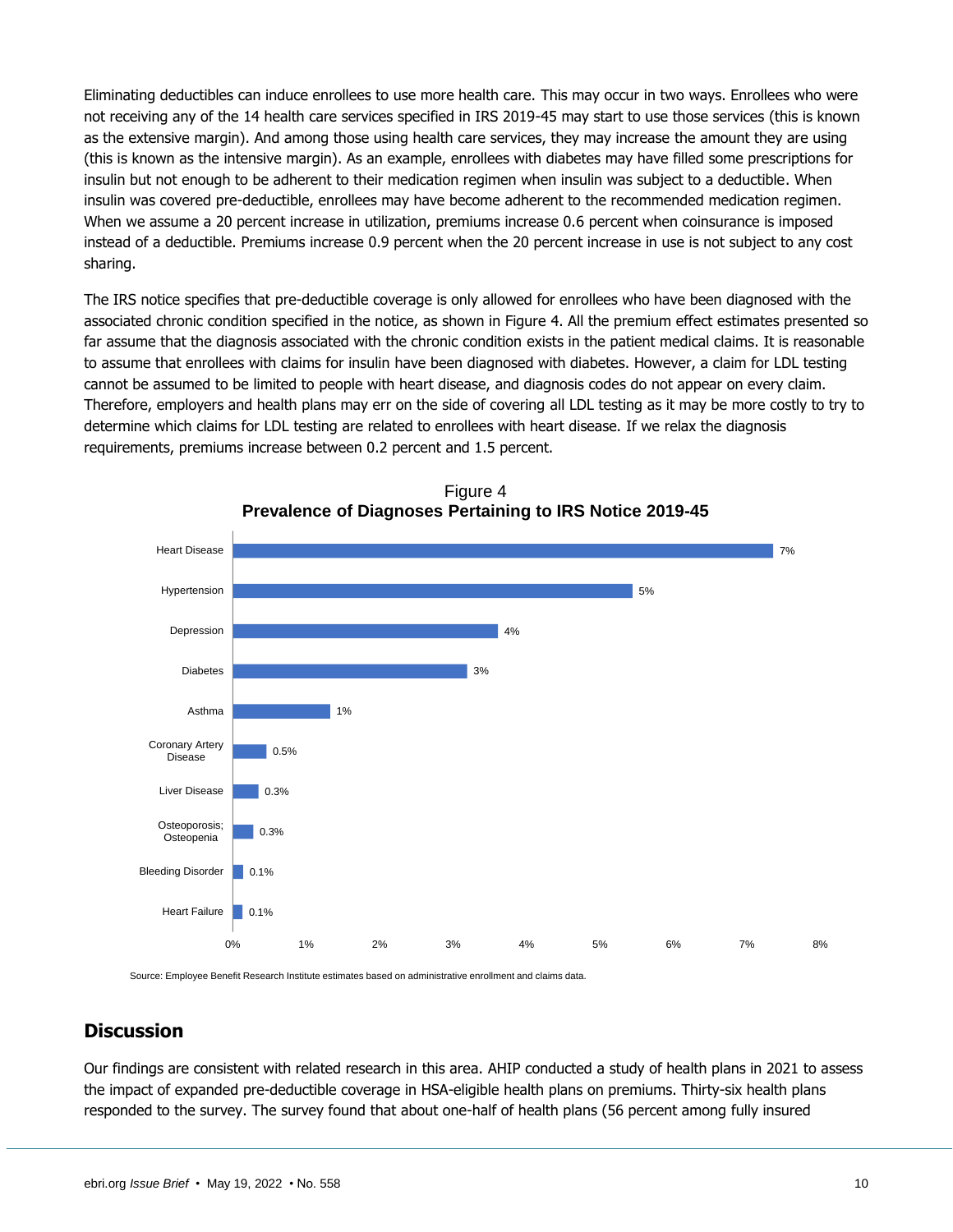Eliminating deductibles can induce enrollees to use more health care. This may occur in two ways. Enrollees who were not receiving any of the 14 health care services specified in IRS 2019-45 may start to use those services (this is known as the extensive margin). And among those using health care services, they may increase the amount they are using (this is known as the intensive margin). As an example, enrollees with diabetes may have filled some prescriptions for insulin but not enough to be adherent to their medication regimen when insulin was subject to a deductible. When insulin was covered pre-deductible, enrollees may have become adherent to the recommended medication regimen. When we assume a 20 percent increase in utilization, premiums increase 0.6 percent when coinsurance is imposed instead of a deductible. Premiums increase 0.9 percent when the 20 percent increase in use is not subject to any cost sharing.

The IRS notice specifies that pre-deductible coverage is only allowed for enrollees who have been diagnosed with the associated chronic condition specified in the notice, as shown in Figure 4. All the premium effect estimates presented so far assume that the diagnosis associated with the chronic condition exists in the patient medical claims. It is reasonable to assume that enrollees with claims for insulin have been diagnosed with diabetes. However, a claim for LDL testing cannot be assumed to be limited to people with heart disease, and diagnosis codes do not appear on every claim. Therefore, employers and health plans may err on the side of covering all LDL testing as it may be more costly to try to determine which claims for LDL testing are related to enrollees with heart disease. If we relax the diagnosis requirements, premiums increase between 0.2 percent and 1.5 percent.

Figure 4
**Prevalence of Diagnoses Pertaining to IRS Notice 2019-45**

| Diagnosis | Prevalence |
| --- | --- |
| Heart Disease | 7% |
| Hypertension | 5% |
| Depression | 4% |
| Diabetes | 3% |
| Asthma | 1% |
| Coronary Artery Disease | 0.5% |
| Liver Disease | 0.3% |
| Osteoporosis; Osteopenia | 0.3% |
| Bleeding Disorder | 0.1% |
| Heart Failure | 0.1% |

Source: Employee Benefit Research Institute estimates based on administrative enrollment and claims data.

## Discussion

Our findings are consistent with related research in this area. AHIP conducted a study of health plans in 2021 to assess the impact of expanded pre-deductible coverage in HSA-eligible health plans on premiums. Thirty-six health plans responded to the survey. The survey found that about one-half of health plans (56 percent among fully insured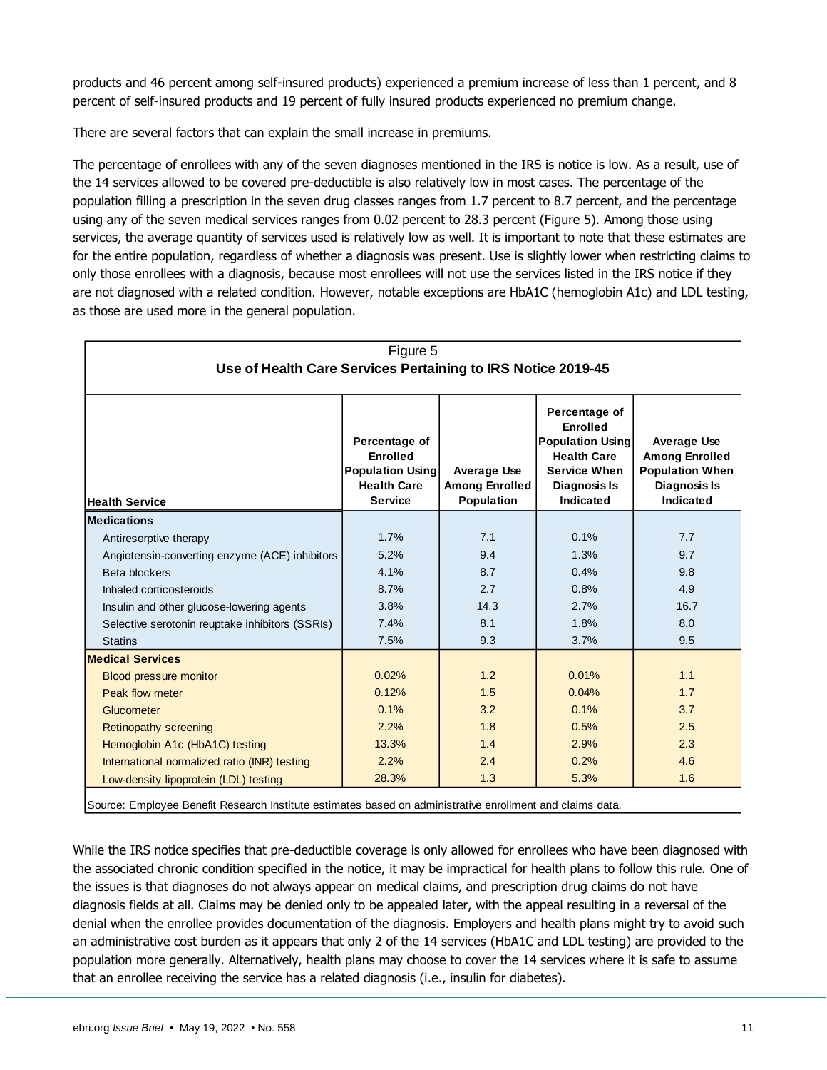products and 46 percent among self-insured products) experienced a premium increase of less than 1 percent, and 8 percent of self-insured products and 19 percent of fully insured products experienced no premium change.

There are several factors that can explain the small increase in premiums.

The percentage of enrollees with any of the seven diagnoses mentioned in the IRS is notice is low. As a result, use of the 14 services allowed to be covered pre-deductible is also relatively low in most cases. The percentage of the population filling a prescription in the seven drug classes ranges from 1.7 percent to 8.7 percent, and the percentage using any of the seven medical services ranges from 0.02 percent to 28.3 percent (Figure 5). Among those using services, the average quantity of services used is relatively low as well. It is important to note that these estimates are for the entire population, regardless of whether a diagnosis was present. Use is slightly lower when restricting claims to only those enrollees with a diagnosis, because most enrollees will not use the services listed in the IRS notice if they are not diagnosed with a related condition. However, notable exceptions are HbA1C (hemoglobin A1c) and LDL testing, as those are used more in the general population.

Figure 5
**Use of Health Care Services Pertaining to IRS Notice 2019-45**

| Health Service | Percentage of Enrolled Population Using Health Care Service | Average Use Among Enrolled Population | Percentage of Enrolled Population Using Health Care Service When Diagnosis Is Indicated | Average Use Among Enrolled Population When Diagnosis Is Indicated |
|---|---|---|---|---|
| **Medications** | | | | |
| Antiresorptive therapy | 1.7% | 7.1 | 0.1% | 7.7 |
| Angiotensin-converting enzyme (ACE) inhibitors | 5.2% | 9.4 | 1.3% | 9.7 |
| Beta blockers | 4.1% | 8.7 | 0.4% | 9.8 |
| Inhaled corticosteroids | 8.7% | 2.7 | 0.8% | 4.9 |
| Insulin and other glucose-lowering agents | 3.8% | 14.3 | 2.7% | 16.7 |
| Selective serotonin reuptake inhibitors (SSRIs) | 7.4% | 8.1 | 1.8% | 8.0 |
| Statins | 7.5% | 9.3 | 3.7% | 9.5 |
| **Medical Services** | | | | |
| Blood pressure monitor | 0.02% | 1.2 | 0.01% | 1.1 |
| Peak flow meter | 0.12% | 1.5 | 0.04% | 1.7 |
| Glucometer | 0.1% | 3.2 | 0.1% | 3.7 |
| Retinopathy screening | 2.2% | 1.8 | 0.5% | 2.5 |
| Hemoglobin A1c (HbA1C) testing | 13.3% | 1.4 | 2.9% | 2.3 |
| International normalized ratio (INR) testing | 2.2% | 2.4 | 0.2% | 4.6 |
| Low-density lipoprotein (LDL) testing | 28.3% | 1.3 | 5.3% | 1.6 |

Source: Employee Benefit Research Institute estimates based on administrative enrollment and claims data.

While the IRS notice specifies that pre-deductible coverage is only allowed for enrollees who have been diagnosed with the associated chronic condition specified in the notice, it may be impractical for health plans to follow this rule. One of the issues is that diagnoses do not always appear on medical claims, and prescription drug claims do not have diagnosis fields at all. Claims may be denied only to be appealed later, with the appeal resulting in a reversal of the denial when the enrollee provides documentation of the diagnosis. Employers and health plans might try to avoid such an administrative cost burden as it appears that only 2 of the 14 services (HbA1C and LDL testing) are provided to the population more generally. Alternatively, health plans may choose to cover the 14 services where it is safe to assume that an enrollee receiving the service has a related diagnosis (i.e., insulin for diabetes).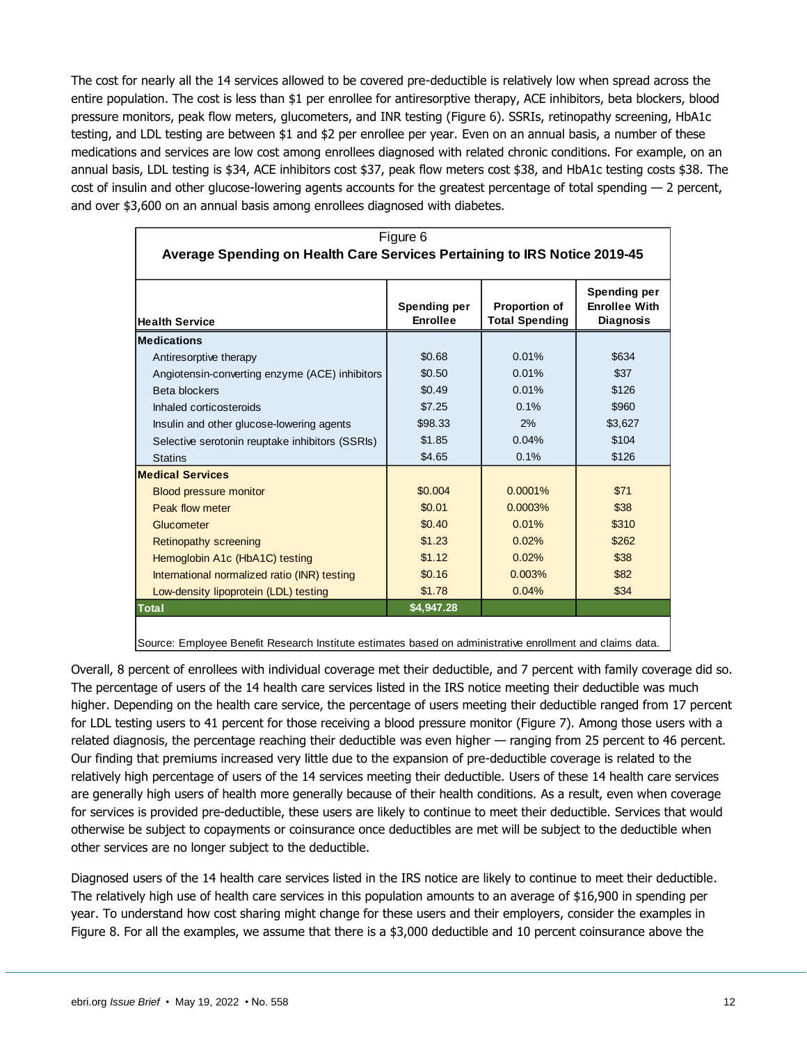The cost for nearly all the 14 services allowed to be covered pre-deductible is relatively low when spread across the entire population. The cost is less than $1 per enrollee for antiresorptive therapy, ACE inhibitors, beta blockers, blood pressure monitors, peak flow meters, glucometers, and INR testing (Figure 6). SSRIs, retinopathy screening, HbA1c testing, and LDL testing are between $1 and $2 per enrollee per year. Even on an annual basis, a number of these medications and services are low cost among enrollees diagnosed with related chronic conditions. For example, on an annual basis, LDL testing is $34, ACE inhibitors cost $37, peak flow meters cost $38, and HbA1c testing costs $38. The cost of insulin and other glucose-lowering agents accounts for the greatest percentage of total spending — 2 percent, and over $3,600 on an annual basis among enrollees diagnosed with diabetes.

Figure 6
**Average Spending on Health Care Services Pertaining to IRS Notice 2019-45**

| Health Service | Spending per Enrollee | Proportion of Total Spending | Spending per Enrollee With Diagnosis |
|---|---|---|---|
| **Medications** | | | |
| Antiresorptive therapy | $0.68 | 0.01% | $634 |
| Angiotensin-converting enzyme (ACE) inhibitors | $0.50 | 0.01% | $37 |
| Beta blockers | $0.49 | 0.01% | $126 |
| Inhaled corticosteroids | $7.25 | 0.1% | $960 |
| Insulin and other glucose-lowering agents | $98.33 | 2% | $3,627 |
| Selective serotonin reuptake inhibitors (SSRIs) | $1.85 | 0.04% | $104 |
| Statins | $4.65 | 0.1% | $126 |
| **Medical Services** | | | |
| Blood pressure monitor | $0.004 | 0.0001% | $71 |
| Peak flow meter | $0.01 | 0.0003% | $38 |
| Glucometer | $0.40 | 0.01% | $310 |
| Retinopathy screening | $1.23 | 0.02% | $262 |
| Hemoglobin A1c (HbA1C) testing | $1.12 | 0.02% | $38 |
| International normalized ratio (INR) testing | $0.16 | 0.003% | $82 |
| Low-density lipoprotein (LDL) testing | $1.78 | 0.04% | $34 |
| **Total** | **$4,947.28** | | |

Source: Employee Benefit Research Institute estimates based on administrative enrollment and claims data.

Overall, 8 percent of enrollees with individual coverage met their deductible, and 7 percent with family coverage did so. The percentage of users of the 14 health care services listed in the IRS notice meeting their deductible was much higher. Depending on the health care service, the percentage of users meeting their deductible ranged from 17 percent for LDL testing users to 41 percent for those receiving a blood pressure monitor (Figure 7). Among those users with a related diagnosis, the percentage reaching their deductible was even higher — ranging from 25 percent to 46 percent. Our finding that premiums increased very little due to the expansion of pre-deductible coverage is related to the relatively high percentage of users of the 14 services meeting their deductible. Users of these 14 health care services are generally high users of health more generally because of their health conditions. As a result, even when coverage for services is provided pre-deductible, these users are likely to continue to meet their deductible. Services that would otherwise be subject to copayments or coinsurance once deductibles are met will be subject to the deductible when other services are no longer subject to the deductible.

Diagnosed users of the 14 health care services listed in the IRS notice are likely to continue to meet their deductible. The relatively high use of health care services in this population amounts to an average of $16,900 in spending per year. To understand how cost sharing might change for these users and their employers, consider the examples in Figure 8. For all the examples, we assume that there is a $3,000 deductible and 10 percent coinsurance above the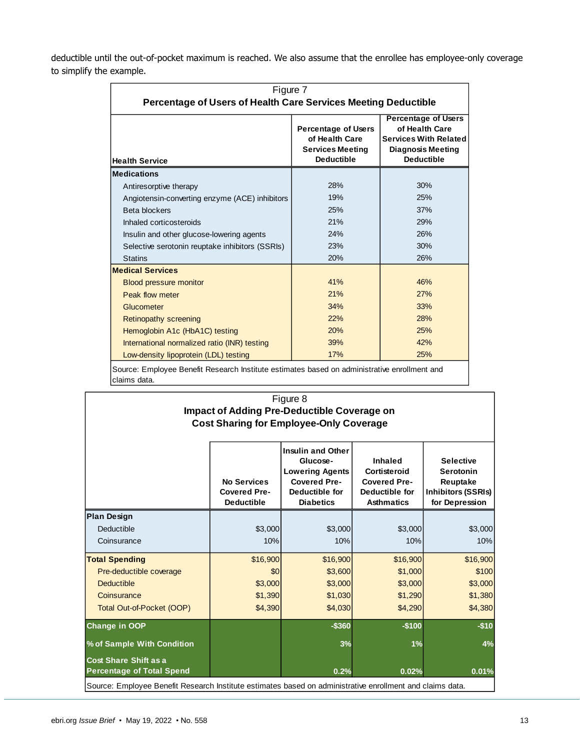deductible until the out-of-pocket maximum is reached. We also assume that the enrollee has employee-only coverage to simplify the example.

Figure 7
**Percentage of Users of Health Care Services Meeting Deductible**

| Health Service | Percentage of Users of Health Care Services Meeting Deductible | Percentage of Users of Health Care Services With Related Diagnosis Meeting Deductible |
|---|---|---|
| **Medications** | | |
| Antiresorptive therapy | 28% | 30% |
| Angiotensin-converting enzyme (ACE) inhibitors | 19% | 25% |
| Beta blockers | 25% | 37% |
| Inhaled corticosteroids | 21% | 29% |
| Insulin and other glucose-lowering agents | 24% | 26% |
| Selective serotonin reuptake inhibitors (SSRIs) | 23% | 30% |
| Statins | 20% | 26% |
| **Medical Services** | | |
| Blood pressure monitor | 41% | 46% |
| Peak flow meter | 21% | 27% |
| Glucometer | 34% | 33% |
| Retinopathy screening | 22% | 28% |
| Hemoglobin A1c (HbA1C) testing | 20% | 25% |
| International normalized ratio (INR) testing | 39% | 42% |
| Low-density lipoprotein (LDL) testing | 17% | 25% |

Source: Employee Benefit Research Institute estimates based on administrative enrollment and claims data.

Figure 8
**Impact of Adding Pre-Deductible Coverage on Cost Sharing for Employee-Only Coverage**

| | No Services Covered Pre-Deductible | Insulin and Other Glucose-Lowering Agents Covered Pre-Deductible for Diabetics | Inhaled Cortisteroid Covered Pre-Deductible for Asthmatics | Selective Serotonin Reuptake Inhibitors (SSRIs) for Depression |
|---|---|---|---|---|
| **Plan Design** | | | | |
| Deductible | $3,000 | $3,000 | $3,000 | $3,000 |
| Coinsurance | 10% | 10% | 10% | 10% |
| **Total Spending** | $16,900 | $16,900 | $16,900 | $16,900 |
| Pre-deductible coverage | $0 | $3,600 | $1,000 | $100 |
| Deductible | $3,000 | $3,000 | $3,000 | $3,000 |
| Coinsurance | $1,390 | $1,030 | $1,290 | $1,380 |
| Total Out-of-Pocket (OOP) | $4,390 | $4,030 | $4,290 | $4,380 |
| **Change in OOP** | | -$360 | -$100 | -$10 |
| **% of Sample With Condition** | | 3% | 1% | 4% |
| **Cost Share Shift as a Percentage of Total Spend** | | 0.2% | 0.02% | 0.01% |

Source: Employee Benefit Research Institute estimates based on administrative enrollment and claims data.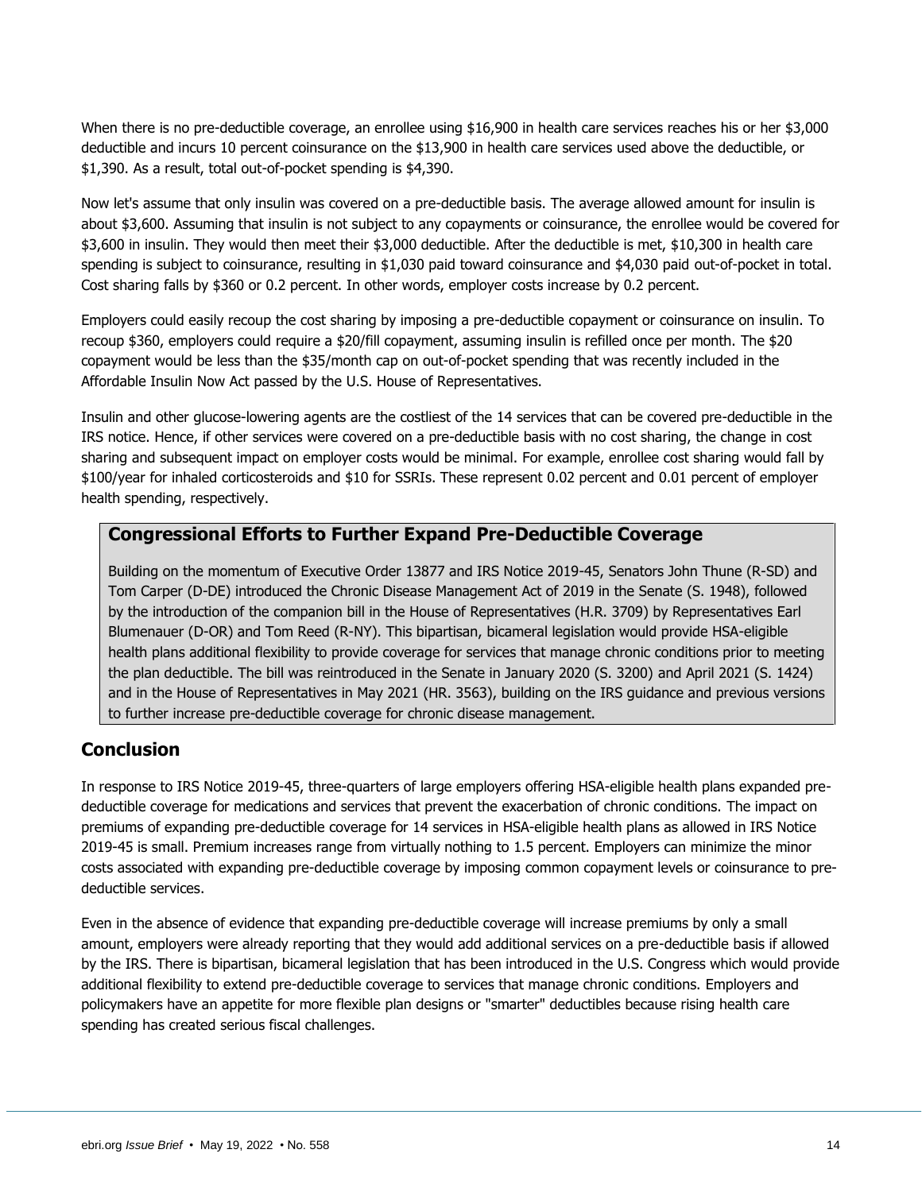When there is no pre-deductible coverage, an enrollee using $16,900 in health care services reaches his or her $3,000 deductible and incurs 10 percent coinsurance on the $13,900 in health care services used above the deductible, or $1,390. As a result, total out-of-pocket spending is $4,390.

Now let's assume that only insulin was covered on a pre-deductible basis. The average allowed amount for insulin is about $3,600. Assuming that insulin is not subject to any copayments or coinsurance, the enrollee would be covered for $3,600 in insulin. They would then meet their $3,000 deductible. After the deductible is met, $10,300 in health care spending is subject to coinsurance, resulting in $1,030 paid toward coinsurance and $4,030 paid out-of-pocket in total. Cost sharing falls by $360 or 0.2 percent. In other words, employer costs increase by 0.2 percent.

Employers could easily recoup the cost sharing by imposing a pre-deductible copayment or coinsurance on insulin. To recoup $360, employers could require a $20/fill copayment, assuming insulin is refilled once per month. The $20 copayment would be less than the $35/month cap on out-of-pocket spending that was recently included in the Affordable Insulin Now Act passed by the U.S. House of Representatives.

Insulin and other glucose-lowering agents are the costliest of the 14 services that can be covered pre-deductible in the IRS notice. Hence, if other services were covered on a pre-deductible basis with no cost sharing, the change in cost sharing and subsequent impact on employer costs would be minimal. For example, enrollee cost sharing would fall by $100/year for inhaled corticosteroids and $10 for SSRIs. These represent 0.02 percent and 0.01 percent of employer health spending, respectively.

### Congressional Efforts to Further Expand Pre-Deductible Coverage

Building on the momentum of Executive Order 13877 and IRS Notice 2019-45, Senators John Thune (R-SD) and Tom Carper (D-DE) introduced the Chronic Disease Management Act of 2019 in the Senate (S. 1948), followed by the introduction of the companion bill in the House of Representatives (H.R. 3709) by Representatives Earl Blumenauer (D-OR) and Tom Reed (R-NY). This bipartisan, bicameral legislation would provide HSA-eligible health plans additional flexibility to provide coverage for services that manage chronic conditions prior to meeting the plan deductible. The bill was reintroduced in the Senate in January 2020 (S. 3200) and April 2021 (S. 1424) and in the House of Representatives in May 2021 (HR. 3563), building on the IRS guidance and previous versions to further increase pre-deductible coverage for chronic disease management.

## Conclusion

In response to IRS Notice 2019-45, three-quarters of large employers offering HSA-eligible health plans expanded pre-deductible coverage for medications and services that prevent the exacerbation of chronic conditions. The impact on premiums of expanding pre-deductible coverage for 14 services in HSA-eligible health plans as allowed in IRS Notice 2019-45 is small. Premium increases range from virtually nothing to 1.5 percent. Employers can minimize the minor costs associated with expanding pre-deductible coverage by imposing common copayment levels or coinsurance to pre-deductible services.

Even in the absence of evidence that expanding pre-deductible coverage will increase premiums by only a small amount, employers were already reporting that they would add additional services on a pre-deductible basis if allowed by the IRS. There is bipartisan, bicameral legislation that has been introduced in the U.S. Congress which would provide additional flexibility to extend pre-deductible coverage to services that manage chronic conditions. Employers and policymakers have an appetite for more flexible plan designs or "smarter" deductibles because rising health care spending has created serious fiscal challenges.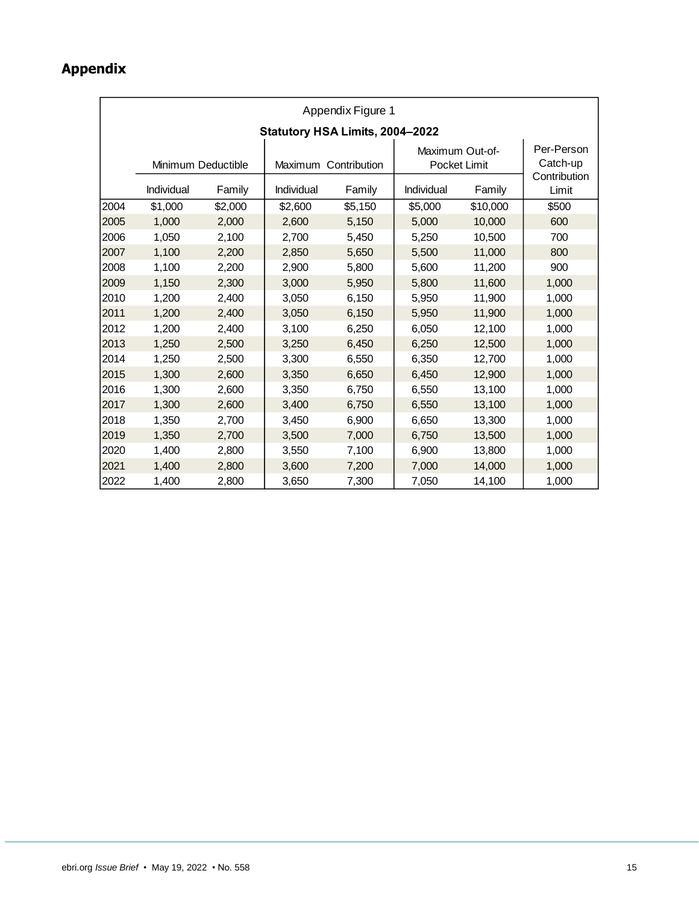## Appendix

Appendix Figure 1

**Statutory HSA Limits, 2004–2022**

| | Minimum Deductible | | Maximum Contribution | | Maximum Out-of-Pocket Limit | | Per-Person Catch-up Contribution Limit |
|---|---|---|---|---|---|---|---|
| | Individual | Family | Individual | Family | Individual | Family | |
| 2004 | $1,000 | $2,000 | $2,600 | $5,150 | $5,000 | $10,000 | $500 |
| 2005 | 1,000 | 2,000 | 2,600 | 5,150 | 5,000 | 10,000 | 600 |
| 2006 | 1,050 | 2,100 | 2,700 | 5,450 | 5,250 | 10,500 | 700 |
| 2007 | 1,100 | 2,200 | 2,850 | 5,650 | 5,500 | 11,000 | 800 |
| 2008 | 1,100 | 2,200 | 2,900 | 5,800 | 5,600 | 11,200 | 900 |
| 2009 | 1,150 | 2,300 | 3,000 | 5,950 | 5,800 | 11,600 | 1,000 |
| 2010 | 1,200 | 2,400 | 3,050 | 6,150 | 5,950 | 11,900 | 1,000 |
| 2011 | 1,200 | 2,400 | 3,050 | 6,150 | 5,950 | 11,900 | 1,000 |
| 2012 | 1,200 | 2,400 | 3,100 | 6,250 | 6,050 | 12,100 | 1,000 |
| 2013 | 1,250 | 2,500 | 3,250 | 6,450 | 6,250 | 12,500 | 1,000 |
| 2014 | 1,250 | 2,500 | 3,300 | 6,550 | 6,350 | 12,700 | 1,000 |
| 2015 | 1,300 | 2,600 | 3,350 | 6,650 | 6,450 | 12,900 | 1,000 |
| 2016 | 1,300 | 2,600 | 3,350 | 6,750 | 6,550 | 13,100 | 1,000 |
| 2017 | 1,300 | 2,600 | 3,400 | 6,750 | 6,550 | 13,100 | 1,000 |
| 2018 | 1,350 | 2,700 | 3,450 | 6,900 | 6,650 | 13,300 | 1,000 |
| 2019 | 1,350 | 2,700 | 3,500 | 7,000 | 6,750 | 13,500 | 1,000 |
| 2020 | 1,400 | 2,800 | 3,550 | 7,100 | 6,900 | 13,800 | 1,000 |
| 2021 | 1,400 | 2,800 | 3,600 | 7,200 | 7,000 | 14,000 | 1,000 |
| 2022 | 1,400 | 2,800 | 3,650 | 7,300 | 7,050 | 14,100 | 1,000 |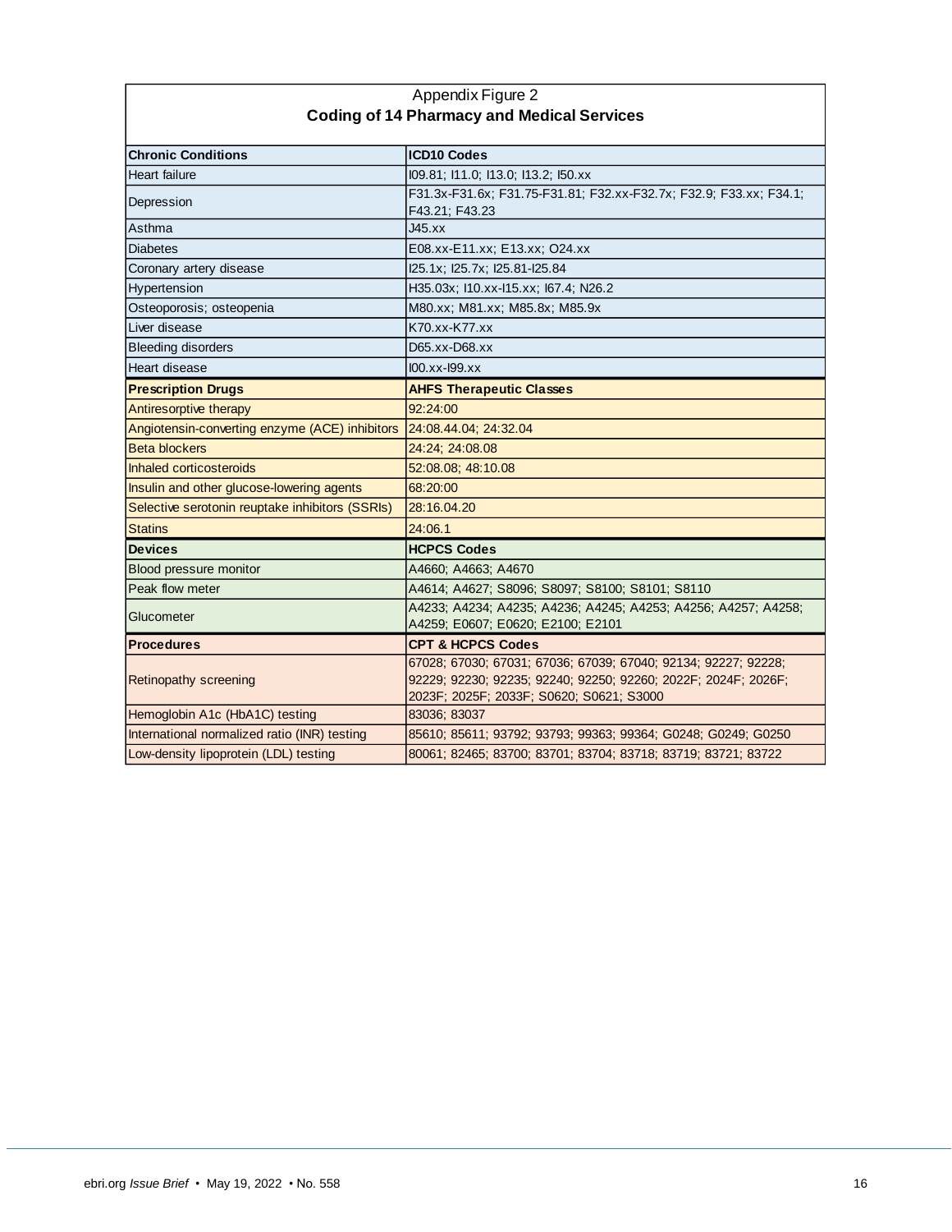Appendix Figure 2

**Coding of 14 Pharmacy and Medical Services**

| **Chronic Conditions** | **ICD10 Codes** |
|---|---|
| Heart failure | I09.81; I11.0; I13.0; I13.2; I50.xx |
| Depression | F31.3x-F31.6x; F31.75-F31.81; F32.xx-F32.7x; F32.9; F33.xx; F34.1; F43.21; F43.23 |
| Asthma | J45.xx |
| Diabetes | E08.xx-E11.xx; E13.xx; O24.xx |
| Coronary artery disease | I25.1x; I25.7x; I25.81-I25.84 |
| Hypertension | H35.03x; I10.xx-I15.xx; I67.4; N26.2 |
| Osteoporosis; osteopenia | M80.xx; M81.xx; M85.8x; M85.9x |
| Liver disease | K70.xx-K77.xx |
| Bleeding disorders | D65.xx-D68.xx |
| Heart disease | I00.xx-I99.xx |
| **Prescription Drugs** | **AHFS Therapeutic Classes** |
| Antiresorptive therapy | 92:24:00 |
| Angiotensin-converting enzyme (ACE) inhibitors | 24:08.44.04; 24:32.04 |
| Beta blockers | 24:24; 24:08.08 |
| Inhaled corticosteroids | 52:08.08; 48:10.08 |
| Insulin and other glucose-lowering agents | 68:20:00 |
| Selective serotonin reuptake inhibitors (SSRIs) | 28:16.04.20 |
| Statins | 24:06.1 |
| **Devices** | **HCPCS Codes** |
| Blood pressure monitor | A4660; A4663; A4670 |
| Peak flow meter | A4614; A4627; S8096; S8097; S8100; S8101; S8110 |
| Glucometer | A4233; A4234; A4235; A4236; A4245; A4253; A4256; A4257; A4258; A4259; E0607; E0620; E2100; E2101 |
| **Procedures** | **CPT & HCPCS Codes** |
| Retinopathy screening | 67028; 67030; 67031; 67036; 67039; 67040; 92134; 92227; 92228; 92229; 92230; 92235; 92240; 92250; 92260; 2022F; 2024F; 2026F; 2023F; 2025F; 2033F; S0620; S0621; S3000 |
| Hemoglobin A1c (HbA1C) testing | 83036; 83037 |
| International normalized ratio (INR) testing | 85610; 85611; 93792; 93793; 99363; 99364; G0248; G0249; G0250 |
| Low-density lipoprotein (LDL) testing | 80061; 82465; 83700; 83701; 83704; 83718; 83719; 83721; 83722 |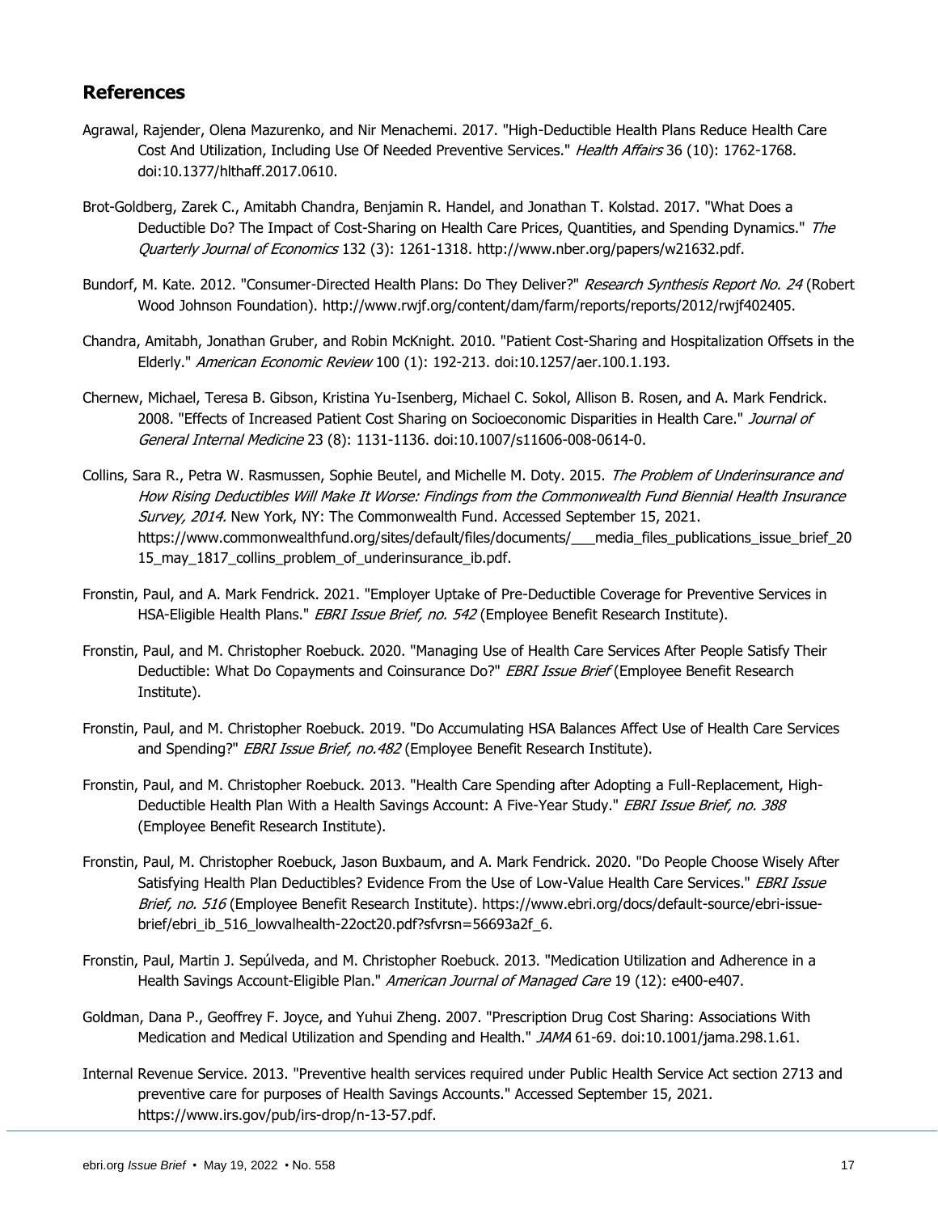## References

Agrawal, Rajender, Olena Mazurenko, and Nir Menachemi. 2017. "High-Deductible Health Plans Reduce Health Care Cost And Utilization, Including Use Of Needed Preventive Services." *Health Affairs* 36 (10): 1762-1768. doi:10.1377/hlthaff.2017.0610.

Brot-Goldberg, Zarek C., Amitabh Chandra, Benjamin R. Handel, and Jonathan T. Kolstad. 2017. "What Does a Deductible Do? The Impact of Cost-Sharing on Health Care Prices, Quantities, and Spending Dynamics." *The Quarterly Journal of Economics* 132 (3): 1261-1318. http://www.nber.org/papers/w21632.pdf.

Bundorf, M. Kate. 2012. "Consumer-Directed Health Plans: Do They Deliver?" *Research Synthesis Report No. 24* (Robert Wood Johnson Foundation). http://www.rwjf.org/content/dam/farm/reports/reports/2012/rwjf402405.

Chandra, Amitabh, Jonathan Gruber, and Robin McKnight. 2010. "Patient Cost-Sharing and Hospitalization Offsets in the Elderly." *American Economic Review* 100 (1): 192-213. doi:10.1257/aer.100.1.193.

Chernew, Michael, Teresa B. Gibson, Kristina Yu-Isenberg, Michael C. Sokol, Allison B. Rosen, and A. Mark Fendrick. 2008. "Effects of Increased Patient Cost Sharing on Socioeconomic Disparities in Health Care." *Journal of General Internal Medicine* 23 (8): 1131-1136. doi:10.1007/s11606-008-0614-0.

Collins, Sara R., Petra W. Rasmussen, Sophie Beutel, and Michelle M. Doty. 2015. *The Problem of Underinsurance and How Rising Deductibles Will Make It Worse: Findings from the Commonwealth Fund Biennial Health Insurance Survey, 2014.* New York, NY: The Commonwealth Fund. Accessed September 15, 2021. https://www.commonwealthfund.org/sites/default/files/documents/___media_files_publications_issue_brief_2015_may_1817_collins_problem_of_underinsurance_ib.pdf.

Fronstin, Paul, and A. Mark Fendrick. 2021. "Employer Uptake of Pre-Deductible Coverage for Preventive Services in HSA-Eligible Health Plans." *EBRI Issue Brief, no. 542* (Employee Benefit Research Institute).

Fronstin, Paul, and M. Christopher Roebuck. 2020. "Managing Use of Health Care Services After People Satisfy Their Deductible: What Do Copayments and Coinsurance Do?" *EBRI Issue Brief* (Employee Benefit Research Institute).

Fronstin, Paul, and M. Christopher Roebuck. 2019. "Do Accumulating HSA Balances Affect Use of Health Care Services and Spending?" *EBRI Issue Brief, no.482* (Employee Benefit Research Institute).

Fronstin, Paul, and M. Christopher Roebuck. 2013. "Health Care Spending after Adopting a Full-Replacement, High-Deductible Health Plan With a Health Savings Account: A Five-Year Study." *EBRI Issue Brief, no. 388* (Employee Benefit Research Institute).

Fronstin, Paul, M. Christopher Roebuck, Jason Buxbaum, and A. Mark Fendrick. 2020. "Do People Choose Wisely After Satisfying Health Plan Deductibles? Evidence From the Use of Low-Value Health Care Services." *EBRI Issue Brief, no. 516* (Employee Benefit Research Institute). https://www.ebri.org/docs/default-source/ebri-issue-brief/ebri_ib_516_lowvalhealth-22oct20.pdf?sfvrsn=56693a2f_6.

Fronstin, Paul, Martin J. Sepúlveda, and M. Christopher Roebuck. 2013. "Medication Utilization and Adherence in a Health Savings Account-Eligible Plan." *American Journal of Managed Care* 19 (12): e400-e407.

Goldman, Dana P., Geoffrey F. Joyce, and Yuhui Zheng. 2007. "Prescription Drug Cost Sharing: Associations With Medication and Medical Utilization and Spending and Health." *JAMA* 61-69. doi:10.1001/jama.298.1.61.

Internal Revenue Service. 2013. "Preventive health services required under Public Health Service Act section 2713 and preventive care for purposes of Health Savings Accounts." Accessed September 15, 2021. https://www.irs.gov/pub/irs-drop/n-13-57.pdf.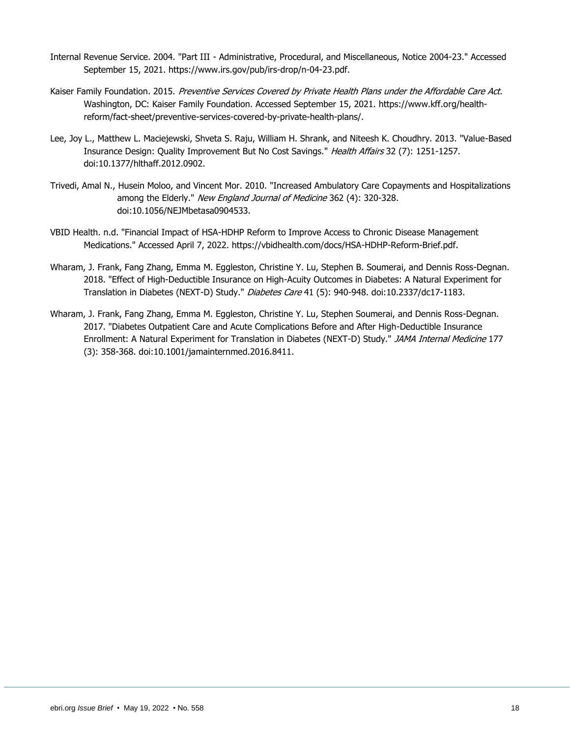Internal Revenue Service. 2004. "Part III - Administrative, Procedural, and Miscellaneous, Notice 2004-23." Accessed September 15, 2021. https://www.irs.gov/pub/irs-drop/n-04-23.pdf.

Kaiser Family Foundation. 2015. *Preventive Services Covered by Private Health Plans under the Affordable Care Act.* Washington, DC: Kaiser Family Foundation. Accessed September 15, 2021. https://www.kff.org/health-reform/fact-sheet/preventive-services-covered-by-private-health-plans/.

Lee, Joy L., Matthew L. Maciejewski, Shveta S. Raju, William H. Shrank, and Niteesh K. Choudhry. 2013. "Value-Based Insurance Design: Quality Improvement But No Cost Savings." *Health Affairs* 32 (7): 1251-1257. doi:10.1377/hlthaff.2012.0902.

Trivedi, Amal N., Husein Moloo, and Vincent Mor. 2010. "Increased Ambulatory Care Copayments and Hospitalizations among the Elderly." *New England Journal of Medicine* 362 (4): 320-328. doi:10.1056/NEJMbetasa0904533.

VBID Health. n.d. "Financial Impact of HSA-HDHP Reform to Improve Access to Chronic Disease Management Medications." Accessed April 7, 2022. https://vbidhealth.com/docs/HSA-HDHP-Reform-Brief.pdf.

Wharam, J. Frank, Fang Zhang, Emma M. Eggleston, Christine Y. Lu, Stephen B. Soumerai, and Dennis Ross-Degnan. 2018. "Effect of High-Deductible Insurance on High-Acuity Outcomes in Diabetes: A Natural Experiment for Translation in Diabetes (NEXT-D) Study." *Diabetes Care* 41 (5): 940-948. doi:10.2337/dc17-1183.

Wharam, J. Frank, Fang Zhang, Emma M. Eggleston, Christine Y. Lu, Stephen Soumerai, and Dennis Ross-Degnan. 2017. "Diabetes Outpatient Care and Acute Complications Before and After High-Deductible Insurance Enrollment: A Natural Experiment for Translation in Diabetes (NEXT-D) Study." *JAMA Internal Medicine* 177 (3): 358-368. doi:10.1001/jamainternmed.2016.8411.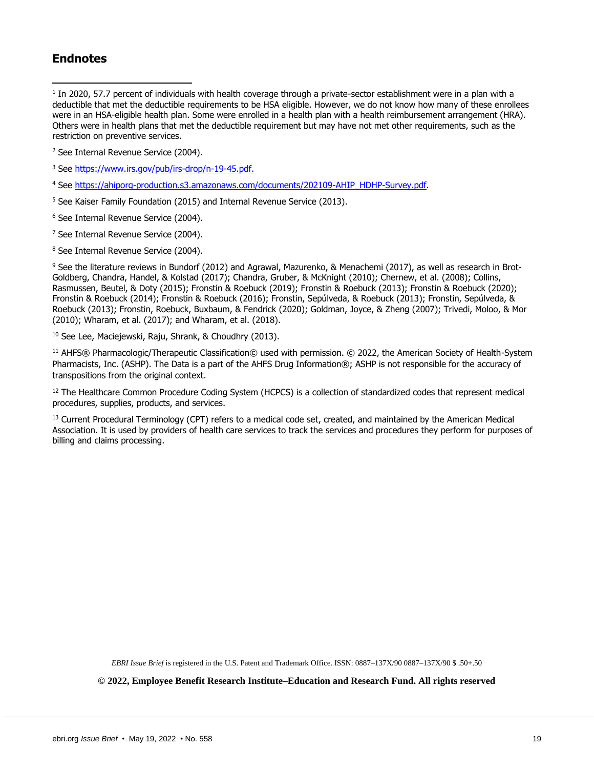## Endnotes

[1] In 2020, 57.7 percent of individuals with health coverage through a private-sector establishment were in a plan with a deductible that met the deductible requirements to be HSA eligible. However, we do not know how many of these enrollees were in an HSA-eligible health plan. Some were enrolled in a health plan with a health reimbursement arrangement (HRA). Others were in health plans that met the deductible requirement but may have not met other requirements, such as the restriction on preventive services.

[2] See Internal Revenue Service (2004).

[3] See https://www.irs.gov/pub/irs-drop/n-19-45.pdf.

[4] See https://ahiporg-production.s3.amazonaws.com/documents/202109-AHIP_HDHP-Survey.pdf.

[5] See Kaiser Family Foundation (2015) and Internal Revenue Service (2013).

[6] See Internal Revenue Service (2004).

[7] See Internal Revenue Service (2004).

[8] See Internal Revenue Service (2004).

[9] See the literature reviews in Bundorf (2012) and Agrawal, Mazurenko, & Menachemi (2017), as well as research in Brot-Goldberg, Chandra, Handel, & Kolstad (2017); Chandra, Gruber, & McKnight (2010); Chernew, et al. (2008); Collins, Rasmussen, Beutel, & Doty (2015); Fronstin & Roebuck (2019); Fronstin & Roebuck (2013); Fronstin & Roebuck (2020); Fronstin & Roebuck (2014); Fronstin & Roebuck (2016); Fronstin, Sepúlveda, & Roebuck (2013); Fronstin, Sepúlveda, & Roebuck (2013); Fronstin, Roebuck, Buxbaum, & Fendrick (2020); Goldman, Joyce, & Zheng (2007); Trivedi, Moloo, & Mor (2010); Wharam, et al. (2017); and Wharam, et al. (2018).

[10] See Lee, Maciejewski, Raju, Shrank, & Choudhry (2013).

[11] AHFS® Pharmacologic/Therapeutic Classification© used with permission. © 2022, the American Society of Health-System Pharmacists, Inc. (ASHP). The Data is a part of the AHFS Drug Information®; ASHP is not responsible for the accuracy of transpositions from the original context.

[12] The Healthcare Common Procedure Coding System (HCPCS) is a collection of standardized codes that represent medical procedures, supplies, products, and services.

[13] Current Procedural Terminology (CPT) refers to a medical code set, created, and maintained by the American Medical Association. It is used by providers of health care services to track the services and procedures they perform for purposes of billing and claims processing.

*EBRI Issue Brief* is registered in the U.S. Patent and Trademark Office. ISSN: 0887–137X/90 0887–137X/90 $ .50+.50

**© 2022, Employee Benefit Research Institute–Education and Research Fund. All rights reserved**